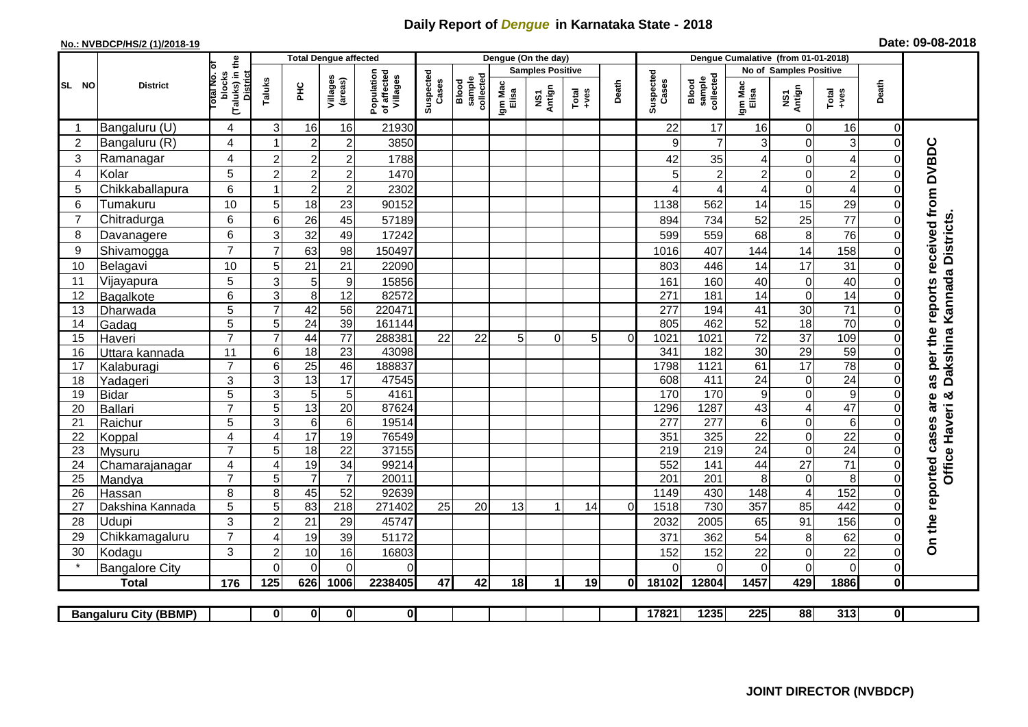# Daily Report of *Dengue* in Karnataka State - 2018

**No.: NVBDCP/HS/2 (1)/2018-19**

**Date: 09-08-2018**

| SL NO | District | Total No. of blocks (Taluks) in the District | Total Dengue affected | | | | Dengue (On the day) | | | | | | | Dengue Cumalative (from 01-01-2018) | | | | | | | |
|---|---|---|---|---|---|---|---|---|---|---|---|---|---|---|---|---|---|---|---|---|
| | | | Taluks | PHC | Villages (areas) | Population of affected Villages | Suspected Cases | Blood sample collected | Samples Positive | | | Death | Suspected Cases | Blood sample collected | No of Samples Positive | | | Death | |
| | | | | | | | | | Igm Mac Elisa | NS1 Antign | Total +ves | | | | Igm Mac Elisa | NS1 Antign | Total +ves | | |
| 1 | Bangaluru (U) | 4 | 3 | 16 | 16 | 21930 | | | | | | | 22 | 17 | 16 | 0 | 16 | 0 | On the reported cases are as per the reports received from DVBDC Office Haveri & Dakshina Kannada Districts. |
| 2 | Bangaluru (R) | 4 | 1 | 2 | 2 | 3850 | | | | | | | 9 | 7 | 3 | 0 | 3 | 0 | |
| 3 | Ramanagar | 4 | 2 | 2 | 2 | 1788 | | | | | | | 42 | 35 | 4 | 0 | 4 | 0 | |
| 4 | Kolar | 5 | 2 | 2 | 2 | 1470 | | | | | | | 5 | 2 | 2 | 0 | 2 | 0 | |
| 5 | Chikkaballapura | 6 | 1 | 2 | 2 | 2302 | | | | | | | 4 | 4 | 4 | 0 | 4 | 0 | |
| 6 | Tumakuru | 10 | 5 | 18 | 23 | 90152 | | | | | | | 1138 | 562 | 14 | 15 | 29 | 0 | |
| 7 | Chitradurga | 6 | 6 | 26 | 45 | 57189 | | | | | | | 894 | 734 | 52 | 25 | 77 | 0 | |
| 8 | Davanagere | 6 | 3 | 32 | 49 | 17242 | | | | | | | 599 | 559 | 68 | 8 | 76 | 0 | |
| 9 | Shivamogga | 7 | 7 | 63 | 98 | 150497 | | | | | | | 1016 | 407 | 144 | 14 | 158 | 0 | |
| 10 | Belagavi | 10 | 5 | 21 | 21 | 22090 | | | | | | | 803 | 446 | 14 | 17 | 31 | 0 | |
| 11 | Vijayapura | 5 | 3 | 5 | 9 | 15856 | | | | | | | 161 | 160 | 40 | 0 | 40 | 0 | |
| 12 | Bagalkote | 6 | 3 | 8 | 12 | 82572 | | | | | | | 271 | 181 | 14 | 0 | 14 | 0 | |
| 13 | Dharwada | 5 | 7 | 42 | 56 | 220471 | | | | | | | 277 | 194 | 41 | 30 | 71 | 0 | |
| 14 | Gadag | 5 | 5 | 24 | 39 | 161144 | | | | | | | 805 | 462 | 52 | 18 | 70 | 0 | |
| 15 | Haveri | 7 | 7 | 44 | 77 | 288381 | 22 | 22 | 5 | 0 | 5 | 0 | 1021 | 1021 | 72 | 37 | 109 | 0 | |
| 16 | Uttara kannada | 11 | 6 | 18 | 23 | 43098 | | | | | | | 341 | 182 | 30 | 29 | 59 | 0 | |
| 17 | Kalaburagi | 7 | 6 | 25 | 46 | 188837 | | | | | | | 1798 | 1121 | 61 | 17 | 78 | 0 | |
| 18 | Yadageri | 3 | 3 | 13 | 17 | 47545 | | | | | | | 608 | 411 | 24 | 0 | 24 | 0 | |
| 19 | Bidar | 5 | 3 | 5 | 5 | 4161 | | | | | | | 170 | 170 | 9 | 0 | 9 | 0 | |
| 20 | Ballari | 7 | 5 | 13 | 20 | 87624 | | | | | | | 1296 | 1287 | 43 | 4 | 47 | 0 | |
| 21 | Raichur | 5 | 3 | 6 | 6 | 19514 | | | | | | | 277 | 277 | 6 | 0 | 6 | 0 | |
| 22 | Koppal | 4 | 4 | 17 | 19 | 76549 | | | | | | | 351 | 325 | 22 | 0 | 22 | 0 | |
| 23 | Mysuru | 7 | 5 | 18 | 22 | 37155 | | | | | | | 219 | 219 | 24 | 0 | 24 | 0 | |
| 24 | Chamarajanagar | 4 | 4 | 19 | 34 | 99214 | | | | | | | 552 | 141 | 44 | 27 | 71 | 0 | |
| 25 | Mandya | 7 | 5 | 7 | 7 | 20011 | | | | | | | 201 | 201 | 8 | 0 | 8 | 0 | |
| 26 | Hassan | 8 | 8 | 45 | 52 | 92639 | | | | | | | 1149 | 430 | 148 | 4 | 152 | 0 | |
| 27 | Dakshina Kannada | 5 | 5 | 83 | 218 | 271402 | 25 | 20 | 13 | 1 | 14 | 0 | 1518 | 730 | 357 | 85 | 442 | 0 | |
| 28 | Udupi | 3 | 2 | 21 | 29 | 45747 | | | | | | | 2032 | 2005 | 65 | 91 | 156 | 0 | |
| 29 | Chikkamagaluru | 7 | 4 | 19 | 39 | 51172 | | | | | | | 371 | 362 | 54 | 8 | 62 | 0 | |
| 30 | Kodagu | 3 | 2 | 10 | 16 | 16803 | | | | | | | 152 | 152 | 22 | 0 | 22 | 0 | |
| * | Bangalore City | | 0 | 0 | 0 | 0 | | | | | | | 0 | 0 | 0 | 0 | 0 | 0 | |
| | **Total** | **176** | **125** | **626** | **1006** | **2238405** | **47** | **42** | **18** | **1** | **19** | **0** | **18102** | **12804** | **1457** | **429** | **1886** | **0** | |

| Bangaluru City (BBMP) | | 0 | 0 | 0 | 0 | | | | | | | 17821 | 1235 | 225 | 88 | 313 | 0 | |
|---|---|---|---|---|---|---|---|---|---|---|---|---|---|---|---|---|---|---|

**JOINT DIRECTOR (NVBDCP)**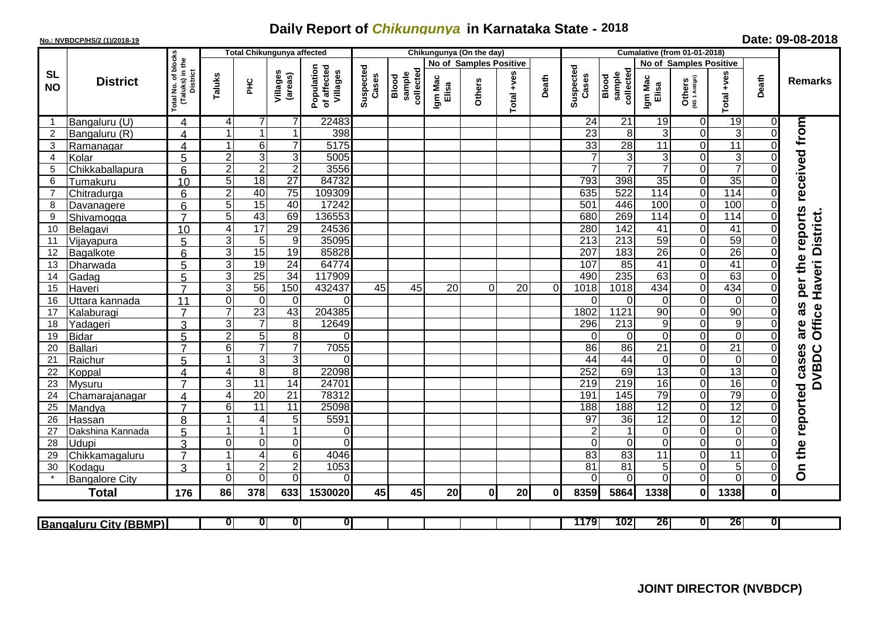# Daily Report of *Chikungunya* in Karnataka State - 2018

**No.: NVBDCP/HS/2 (1)/2018-19**

**Date: 09-08-2018**

| SL NO | District | Total No. of blocks (Taluks) in the District | Total Chikungunya affected | | | | Chikungunya (On the day) | | | | | | | Cumalative (from 01-01-2018) | | | | | | | Remarks |
|---|---|---|---|---|---|---|---|---|---|---|---|---|---|---|---|---|---|---|---|---|---|
| | | | Taluks | PHC | Villages (areas) | Population of affected Villages | Suspected Cases | Blood sample collected | No of Samples Positive | | | Death | Suspected Cases | Blood sample collected | No of Samples Positive | | | Death | |
| | | | | | | | | | Igm Mac Elisa | Others | Total +ves | | | | Igm Mac Elisa | Others (NS 1 Antign) | Total +ves | | |
| 1 | Bangaluru (U) | 4 | 4 | 7 | 7 | 22483 | | | | | | | 24 | 21 | 19 | 0 | 19 | 0 | On the reported cases are as per the reports received from DVBDC Office Haveri District. |
| 2 | Bangaluru (R) | 4 | 1 | 1 | 1 | 398 | | | | | | | 23 | 8 | 3 | 0 | 3 | 0 | |
| 3 | Ramanagar | 4 | 1 | 6 | 7 | 5175 | | | | | | | 33 | 28 | 11 | 0 | 11 | 0 | |
| 4 | Kolar | 5 | 2 | 3 | 3 | 5005 | | | | | | | 7 | 3 | 3 | 0 | 3 | 0 | |
| 5 | Chikkaballapura | 6 | 2 | 2 | 2 | 3556 | | | | | | | 7 | 7 | 7 | 0 | 7 | 0 | |
| 6 | Tumakuru | 10 | 5 | 18 | 27 | 84732 | | | | | | | 793 | 398 | 35 | 0 | 35 | 0 | |
| 7 | Chitradurga | 6 | 2 | 40 | 75 | 109309 | | | | | | | 635 | 522 | 114 | 0 | 114 | 0 | |
| 8 | Davanagere | 6 | 5 | 15 | 40 | 17242 | | | | | | | 501 | 446 | 100 | 0 | 100 | 0 | |
| 9 | Shivamogga | 7 | 5 | 43 | 69 | 136553 | | | | | | | 680 | 269 | 114 | 0 | 114 | 0 | |
| 10 | Belagavi | 10 | 4 | 17 | 29 | 24536 | | | | | | | 280 | 142 | 41 | 0 | 41 | 0 | |
| 11 | Vijayapura | 5 | 3 | 5 | 9 | 35095 | | | | | | | 213 | 213 | 59 | 0 | 59 | 0 | |
| 12 | Bagalkote | 6 | 3 | 15 | 19 | 85828 | | | | | | | 207 | 183 | 26 | 0 | 26 | 0 | |
| 13 | Dharwada | 5 | 3 | 19 | 24 | 64774 | | | | | | | 107 | 85 | 41 | 0 | 41 | 0 | |
| 14 | Gadag | 5 | 3 | 25 | 34 | 117909 | | | | | | | 490 | 235 | 63 | 0 | 63 | 0 | |
| 15 | Haveri | 7 | 3 | 56 | 150 | 432437 | 45 | 45 | 20 | 0 | 20 | 0 | 1018 | 1018 | 434 | 0 | 434 | 0 | |
| 16 | Uttara kannada | 11 | 0 | 0 | 0 | 0 | | | | | | | 0 | 0 | 0 | 0 | 0 | 0 | |
| 17 | Kalaburagi | 7 | 7 | 23 | 43 | 204385 | | | | | | | 1802 | 1121 | 90 | 0 | 90 | 0 | |
| 18 | Yadageri | 3 | 3 | 7 | 8 | 12649 | | | | | | | 296 | 213 | 9 | 0 | 9 | 0 | |
| 19 | Bidar | 5 | 2 | 5 | 8 | 0 | | | | | | | 0 | 0 | 0 | 0 | 0 | 0 | |
| 20 | Ballari | 7 | 6 | 7 | 7 | 7055 | | | | | | | 86 | 86 | 21 | 0 | 21 | 0 | |
| 21 | Raichur | 5 | 1 | 3 | 3 | 0 | | | | | | | 44 | 44 | 0 | 0 | 0 | 0 | |
| 22 | Koppal | 4 | 4 | 8 | 8 | 22098 | | | | | | | 252 | 69 | 13 | 0 | 13 | 0 | |
| 23 | Mysuru | 7 | 3 | 11 | 14 | 24701 | | | | | | | 219 | 219 | 16 | 0 | 16 | 0 | |
| 24 | Chamarajanagar | 4 | 4 | 20 | 21 | 78312 | | | | | | | 191 | 145 | 79 | 0 | 79 | 0 | |
| 25 | Mandya | 7 | 6 | 11 | 11 | 25098 | | | | | | | 188 | 188 | 12 | 0 | 12 | 0 | |
| 26 | Hassan | 8 | 1 | 4 | 5 | 5591 | | | | | | | 97 | 36 | 12 | 0 | 12 | 0 | |
| 27 | Dakshina Kannada | 5 | 1 | 1 | 1 | 0 | | | | | | | 2 | 1 | 0 | 0 | 0 | 0 | |
| 28 | Udupi | 3 | 0 | 0 | 0 | 0 | | | | | | | 0 | 0 | 0 | 0 | 0 | 0 | |
| 29 | Chikkamagaluru | 7 | 1 | 4 | 6 | 4046 | | | | | | | 83 | 83 | 11 | 0 | 11 | 0 | |
| 30 | Kodagu | 3 | 1 | 2 | 2 | 1053 | | | | | | | 81 | 81 | 5 | 0 | 5 | 0 | |
| * | Bangalore City | | 0 | 0 | 0 | 0 | | | | | | | 0 | 0 | 0 | 0 | 0 | 0 | |
| | **Total** | **176** | **86** | **378** | **633** | **1530020** | **45** | **45** | **20** | **0** | **20** | **0** | **8359** | **5864** | **1338** | **0** | **1338** | **0** | |

| | | | | | | | | | | | | | | | | | | |
|---|---|---|---|---|---|---|---|---|---|---|---|---|---|---|---|---|---|---|
| **Bangaluru City (BBMP)** | | 0 | 0 | 0 | 0 | | | | | | | 1179 | 102 | 26 | 0 | 26 | 0 | |

**JOINT DIRECTOR (NVBDCP)**